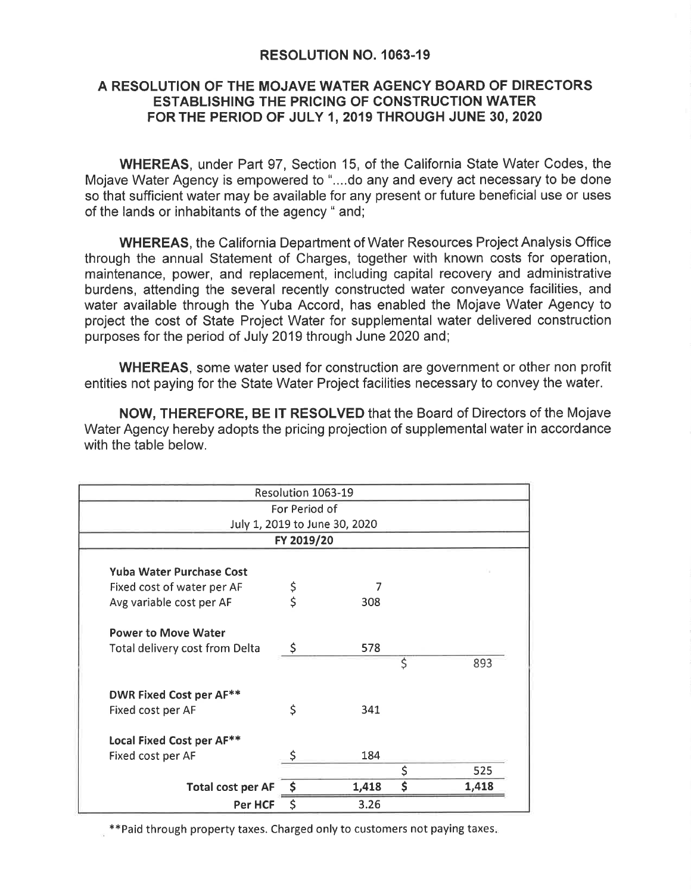# RESOLUTION NO. 1063-19

## A RESOLUTION OF THE MOJAVE WATER AGENCY BOARD OF DIRECTORS ESTABLISHING THE PRICING OF CONSTRUCTION WATER FOR THE PERIOD OF JULY 1, 2019 THROUGH JUNE 30, 2020

**WHEREAS**, under Part 97, Section 15, of the California State Water Codes, the Mojave Water Agency is empowered to "....do any and every act necessary to be done so that sufficient water may be available for any present or future beneficial use or uses of the lands or inhabitants of the agency " and;

**WHEREAS**, the California Department of Water Resources Project Analysis Office through the annual Statement of Charges, together with known costs for operation, maintenance, power, and replacement, including capital recovery and administrative burdens, attending the several recently constructed water conveyance facilities, and water available through the Yuba Accord, has enabled the Mojave Water Agency to project the cost of State Project Water for supplemental water delivered construction purposes for the period of July 2019 through June 2020 and;

**WHEREAS**, some water used for construction are government or other non profit entities not paying for the State Water Project facilities necessary to convey the water.

**NOW, THEREFORE, BE IT RESOLVED** that the Board of Directors of the Mojave Water Agency hereby adopts the pricing projection of supplemental water in accordance with the table below.

| Resolution 1063-19<br>For Period of<br>July 1, 2019 to June 30, 2020<br>FY 2019/20 | | | | |
|---|---|---|---|---|
| **Yuba Water Purchase Cost** | | | | |
| Fixed cost of water per AF | $ | 7 | | |
| Avg variable cost per AF | $ | 308 | | |
| **Power to Move Water** | | | | |
| Total delivery cost from Delta | $ | 578 | | |
| | | | $ | 893 |
| **DWR Fixed Cost per AF\*\*** | | | | |
| Fixed cost per AF | $ | 341 | | |
| **Local Fixed Cost per AF\*\*** | | | | |
| Fixed cost per AF | $ | 184 | | |
| | | | $ | 525 |
| **Total cost per AF** | **$** | **1,418** | **$** | **1,418** |
| **Per HCF** | **$** | **3.26** | | |

**Paid through property taxes. Charged only to customers not paying taxes.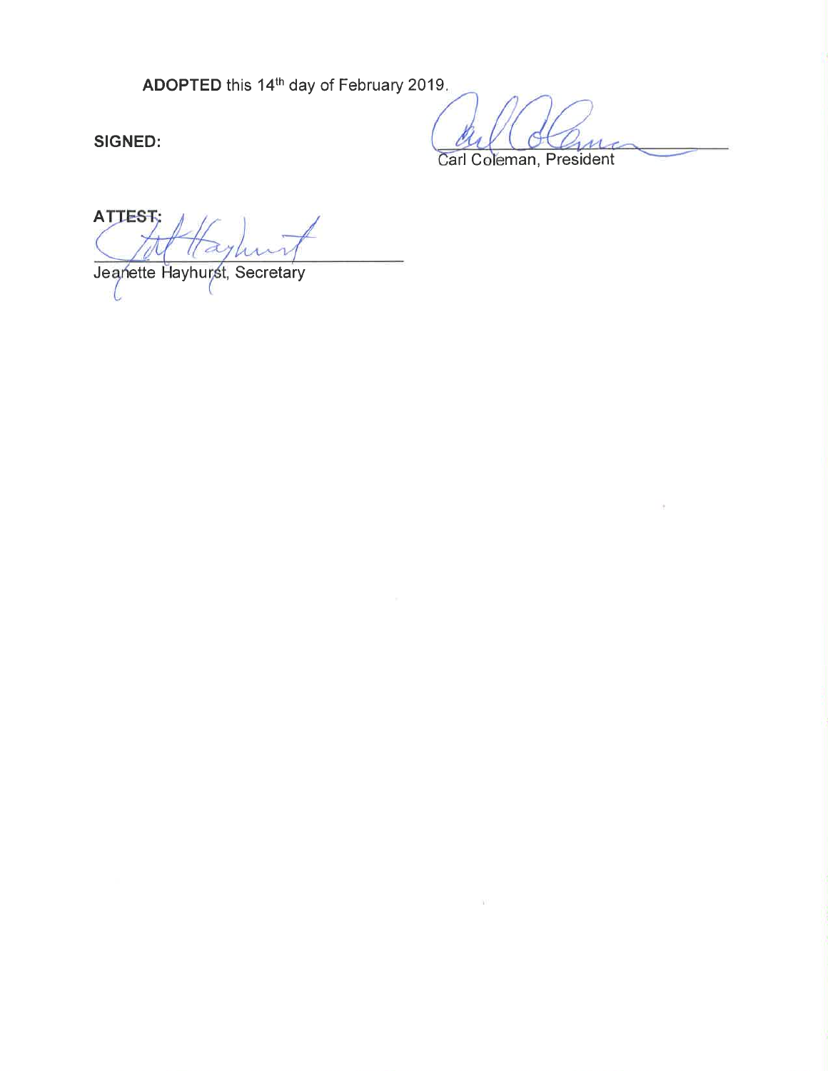**ADOPTED** this 14th day of February 2019.

**SIGNED:**

Carl Coleman, President

**ATTEST:**

Jeanette Hayhurst, Secretary